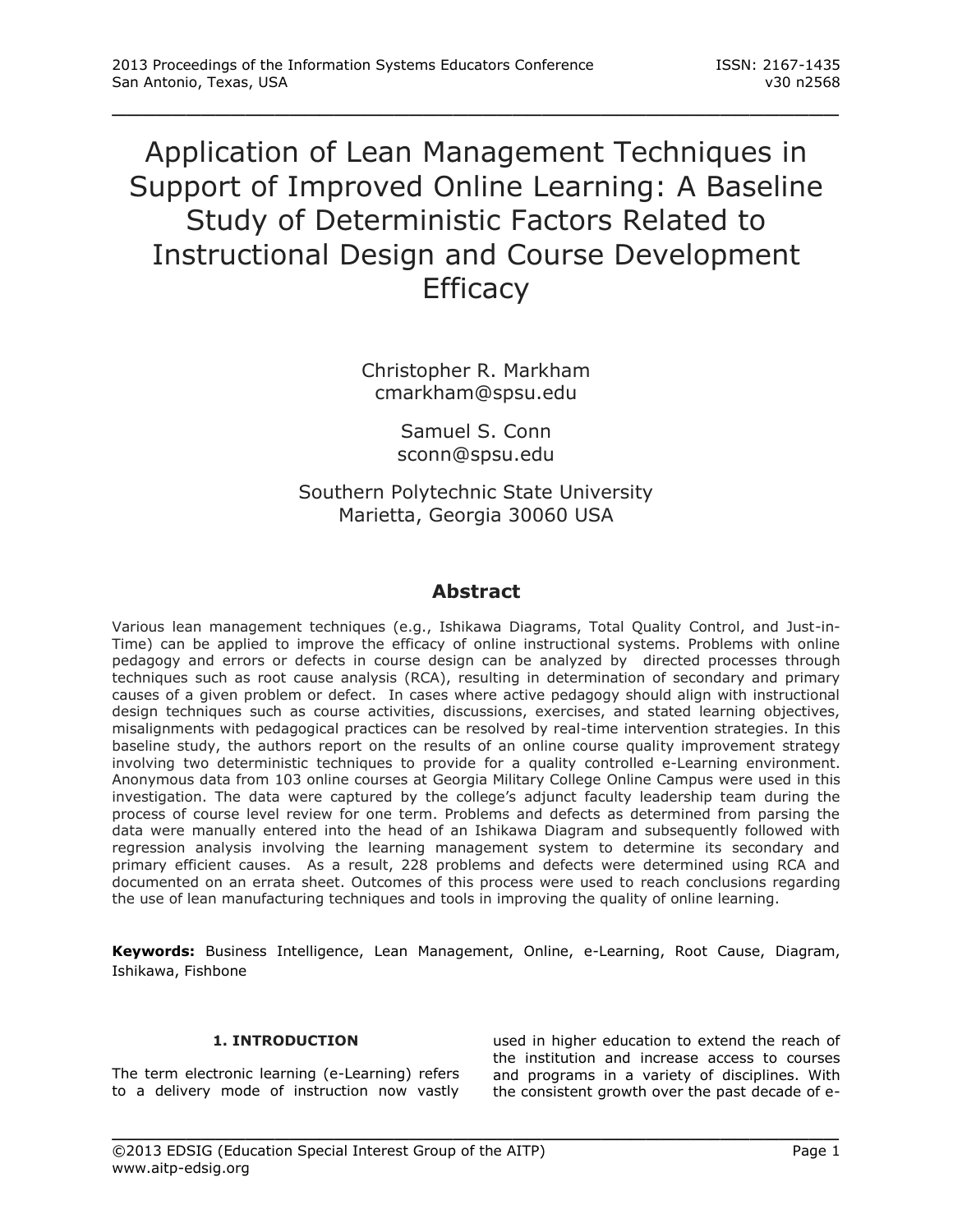# Application of Lean Management Techniques in Support of Improved Online Learning: A Baseline Study of Deterministic Factors Related to Instructional Design and Course Development Efficacy

Christopher R. Markham
cmarkham@spsu.edu

Samuel S. Conn
sconn@spsu.edu

Southern Polytechnic State University
Marietta, Georgia 30060 USA

## Abstract

Various lean management techniques (e.g., Ishikawa Diagrams, Total Quality Control, and Just-in-Time) can be applied to improve the efficacy of online instructional systems. Problems with online pedagogy and errors or defects in course design can be analyzed by directed processes through techniques such as root cause analysis (RCA), resulting in determination of secondary and primary causes of a given problem or defect. In cases where active pedagogy should align with instructional design techniques such as course activities, discussions, exercises, and stated learning objectives, misalignments with pedagogical practices can be resolved by real-time intervention strategies. In this baseline study, the authors report on the results of an online course quality improvement strategy involving two deterministic techniques to provide for a quality controlled e-Learning environment. Anonymous data from 103 online courses at Georgia Military College Online Campus were used in this investigation. The data were captured by the college's adjunct faculty leadership team during the process of course level review for one term. Problems and defects as determined from parsing the data were manually entered into the head of an Ishikawa Diagram and subsequently followed with regression analysis involving the learning management system to determine its secondary and primary efficient causes. As a result, 228 problems and defects were determined using RCA and documented on an errata sheet. Outcomes of this process were used to reach conclusions regarding the use of lean manufacturing techniques and tools in improving the quality of online learning.

**Keywords:** Business Intelligence, Lean Management, Online, e-Learning, Root Cause, Diagram, Ishikawa, Fishbone

## 1. INTRODUCTION

The term electronic learning (e-Learning) refers to a delivery mode of instruction now vastly used in higher education to extend the reach of the institution and increase access to courses and programs in a variety of disciplines. With the consistent growth over the past decade of e-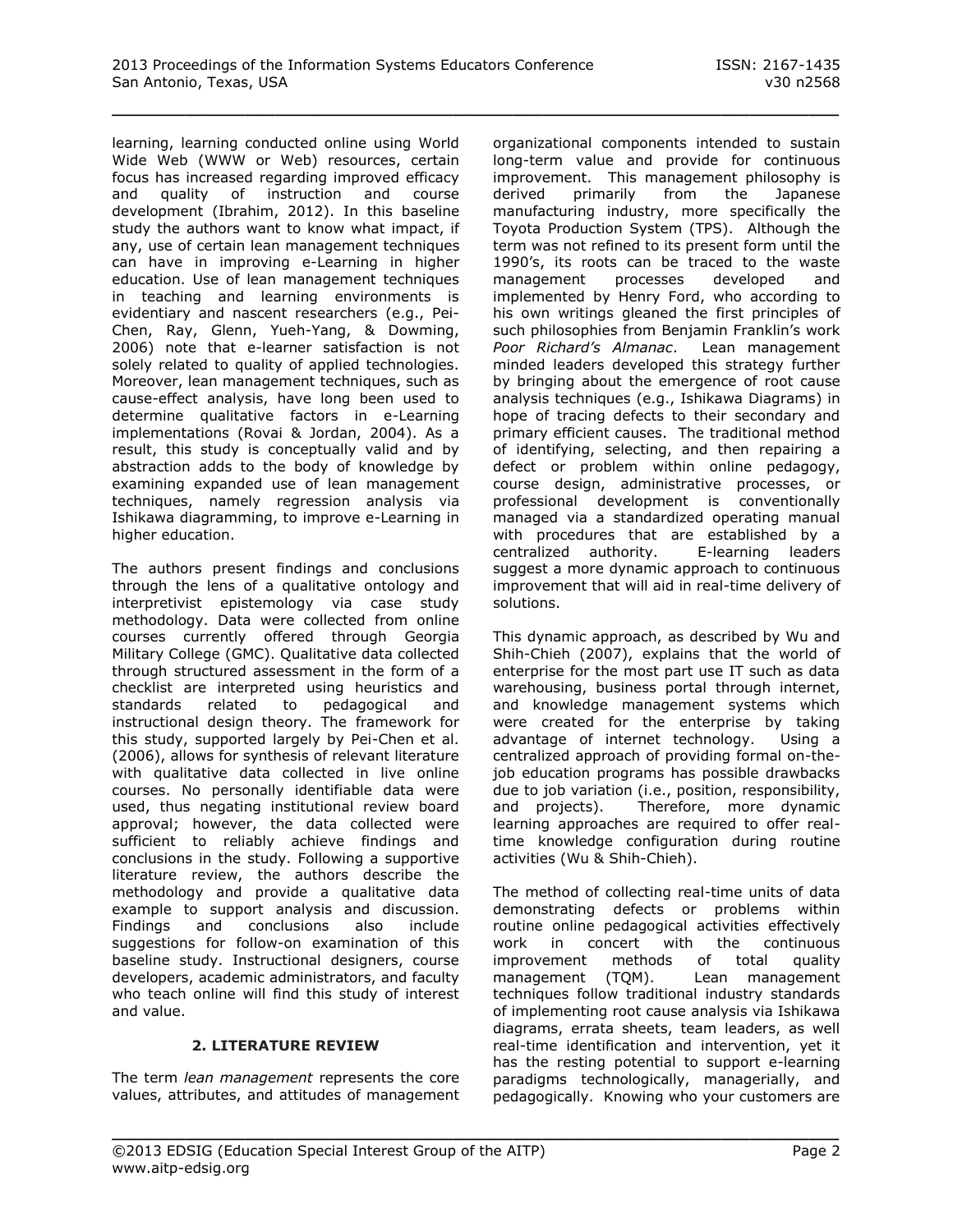learning, learning conducted online using World Wide Web (WWW or Web) resources, certain focus has increased regarding improved efficacy and quality of instruction and course development (Ibrahim, 2012). In this baseline study the authors want to know what impact, if any, use of certain lean management techniques can have in improving e-Learning in higher education. Use of lean management techniques in teaching and learning environments is evidentiary and nascent researchers (e.g., Pei-Chen, Ray, Glenn, Yueh-Yang, & Dowming, 2006) note that e-learner satisfaction is not solely related to quality of applied technologies. Moreover, lean management techniques, such as cause-effect analysis, have long been used to determine qualitative factors in e-Learning implementations (Rovai & Jordan, 2004). As a result, this study is conceptually valid and by abstraction adds to the body of knowledge by examining expanded use of lean management techniques, namely regression analysis via Ishikawa diagramming, to improve e-Learning in higher education.

The authors present findings and conclusions through the lens of a qualitative ontology and interpretivist epistemology via case study methodology. Data were collected from online courses currently offered through Georgia Military College (GMC). Qualitative data collected through structured assessment in the form of a checklist are interpreted using heuristics and standards related to pedagogical and instructional design theory. The framework for this study, supported largely by Pei-Chen et al. (2006), allows for synthesis of relevant literature with qualitative data collected in live online courses. No personally identifiable data were used, thus negating institutional review board approval; however, the data collected were sufficient to reliably achieve findings and conclusions in the study. Following a supportive literature review, the authors describe the methodology and provide a qualitative data example to support analysis and discussion. Findings and conclusions also include suggestions for follow-on examination of this baseline study. Instructional designers, course developers, academic administrators, and faculty who teach online will find this study of interest and value.

## 2. LITERATURE REVIEW

The term *lean management* represents the core values, attributes, and attitudes of management organizational components intended to sustain long-term value and provide for continuous improvement. This management philosophy is derived primarily from the Japanese manufacturing industry, more specifically the Toyota Production System (TPS). Although the term was not refined to its present form until the 1990's, its roots can be traced to the waste management processes developed and implemented by Henry Ford, who according to his own writings gleaned the first principles of such philosophies from Benjamin Franklin's work *Poor Richard's Almanac*. Lean management minded leaders developed this strategy further by bringing about the emergence of root cause analysis techniques (e.g., Ishikawa Diagrams) in hope of tracing defects to their secondary and primary efficient causes. The traditional method of identifying, selecting, and then repairing a defect or problem within online pedagogy, course design, administrative processes, or professional development is conventionally managed via a standardized operating manual with procedures that are established by a centralized authority. E-learning leaders suggest a more dynamic approach to continuous improvement that will aid in real-time delivery of solutions.

This dynamic approach, as described by Wu and Shih-Chieh (2007), explains that the world of enterprise for the most part use IT such as data warehousing, business portal through internet, and knowledge management systems which were created for the enterprise by taking advantage of internet technology. Using a centralized approach of providing formal on-the-job education programs has possible drawbacks due to job variation (i.e., position, responsibility, and projects). Therefore, more dynamic learning approaches are required to offer real-time knowledge configuration during routine activities (Wu & Shih-Chieh).

The method of collecting real-time units of data demonstrating defects or problems within routine online pedagogical activities effectively work in concert with the continuous improvement methods of total quality management (TQM). Lean management techniques follow traditional industry standards of implementing root cause analysis via Ishikawa diagrams, errata sheets, team leaders, as well real-time identification and intervention, yet it has the resting potential to support e-learning paradigms technologically, managerially, and pedagogically. Knowing who your customers are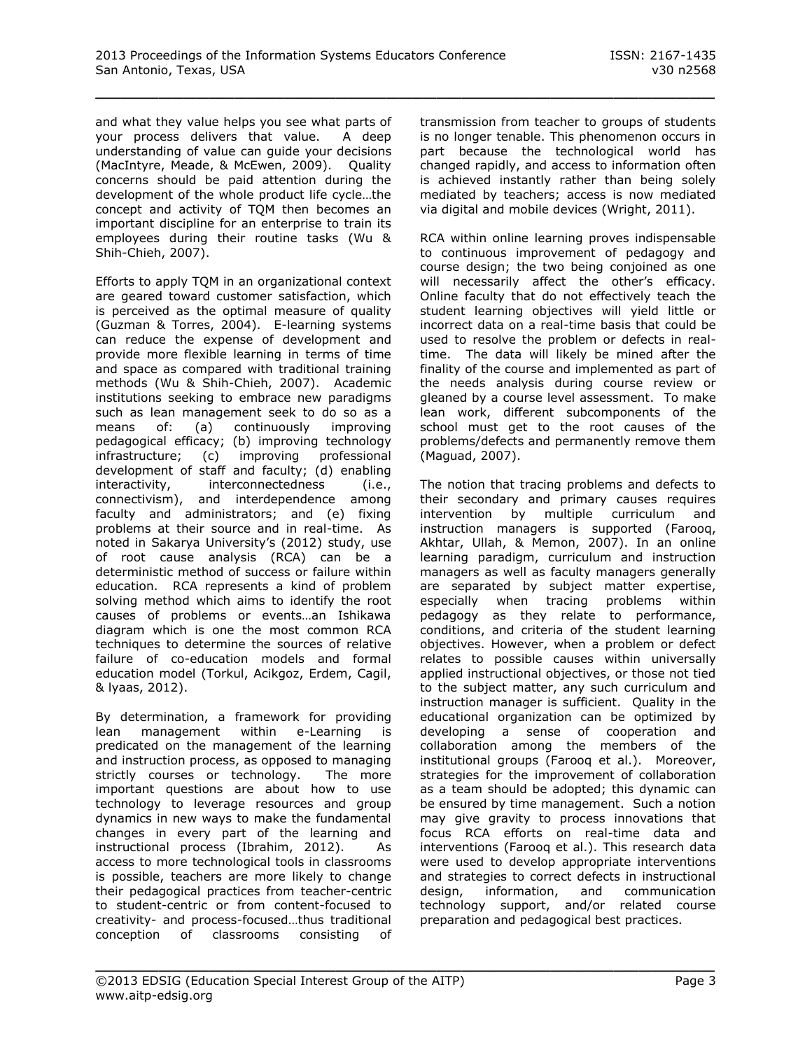and what they value helps you see what parts of your process delivers that value. A deep understanding of value can guide your decisions (MacIntyre, Meade, & McEwen, 2009). Quality concerns should be paid attention during the development of the whole product life cycle…the concept and activity of TQM then becomes an important discipline for an enterprise to train its employees during their routine tasks (Wu & Shih-Chieh, 2007).

Efforts to apply TQM in an organizational context are geared toward customer satisfaction, which is perceived as the optimal measure of quality (Guzman & Torres, 2004). E-learning systems can reduce the expense of development and provide more flexible learning in terms of time and space as compared with traditional training methods (Wu & Shih-Chieh, 2007). Academic institutions seeking to embrace new paradigms such as lean management seek to do so as a means of: (a) continuously improving pedagogical efficacy; (b) improving technology infrastructure; (c) improving professional development of staff and faculty; (d) enabling interactivity, interconnectedness (i.e., connectivism), and interdependence among faculty and administrators; and (e) fixing problems at their source and in real-time. As noted in Sakarya University's (2012) study, use of root cause analysis (RCA) can be a deterministic method of success or failure within education. RCA represents a kind of problem solving method which aims to identify the root causes of problems or events…an Ishikawa diagram which is one the most common RCA techniques to determine the sources of relative failure of co-education models and formal education model (Torkul, Acikgoz, Erdem, Cagil, & lyaas, 2012).

By determination, a framework for providing lean management within e-Learning is predicated on the management of the learning and instruction process, as opposed to managing strictly courses or technology. The more important questions are about how to use technology to leverage resources and group dynamics in new ways to make the fundamental changes in every part of the learning and instructional process (Ibrahim, 2012). As access to more technological tools in classrooms is possible, teachers are more likely to change their pedagogical practices from teacher-centric to student-centric or from content-focused to creativity- and process-focused…thus traditional conception of classrooms consisting of transmission from teacher to groups of students is no longer tenable. This phenomenon occurs in part because the technological world has changed rapidly, and access to information often is achieved instantly rather than being solely mediated by teachers; access is now mediated via digital and mobile devices (Wright, 2011).

RCA within online learning proves indispensable to continuous improvement of pedagogy and course design; the two being conjoined as one will necessarily affect the other's efficacy. Online faculty that do not effectively teach the student learning objectives will yield little or incorrect data on a real-time basis that could be used to resolve the problem or defects in real-time. The data will likely be mined after the finality of the course and implemented as part of the needs analysis during course review or gleaned by a course level assessment. To make lean work, different subcomponents of the school must get to the root causes of the problems/defects and permanently remove them (Maguad, 2007).

The notion that tracing problems and defects to their secondary and primary causes requires intervention by multiple curriculum and instruction managers is supported (Farooq, Akhtar, Ullah, & Memon, 2007). In an online learning paradigm, curriculum and instruction managers as well as faculty managers generally are separated by subject matter expertise, especially when tracing problems within pedagogy as they relate to performance, conditions, and criteria of the student learning objectives. However, when a problem or defect relates to possible causes within universally applied instructional objectives, or those not tied to the subject matter, any such curriculum and instruction manager is sufficient. Quality in the educational organization can be optimized by developing a sense of cooperation and collaboration among the members of the institutional groups (Farooq et al.). Moreover, strategies for the improvement of collaboration as a team should be adopted; this dynamic can be ensured by time management. Such a notion may give gravity to process innovations that focus RCA efforts on real-time data and interventions (Farooq et al.). This research data were used to develop appropriate interventions and strategies to correct defects in instructional design, information, and communication technology support, and/or related course preparation and pedagogical best practices.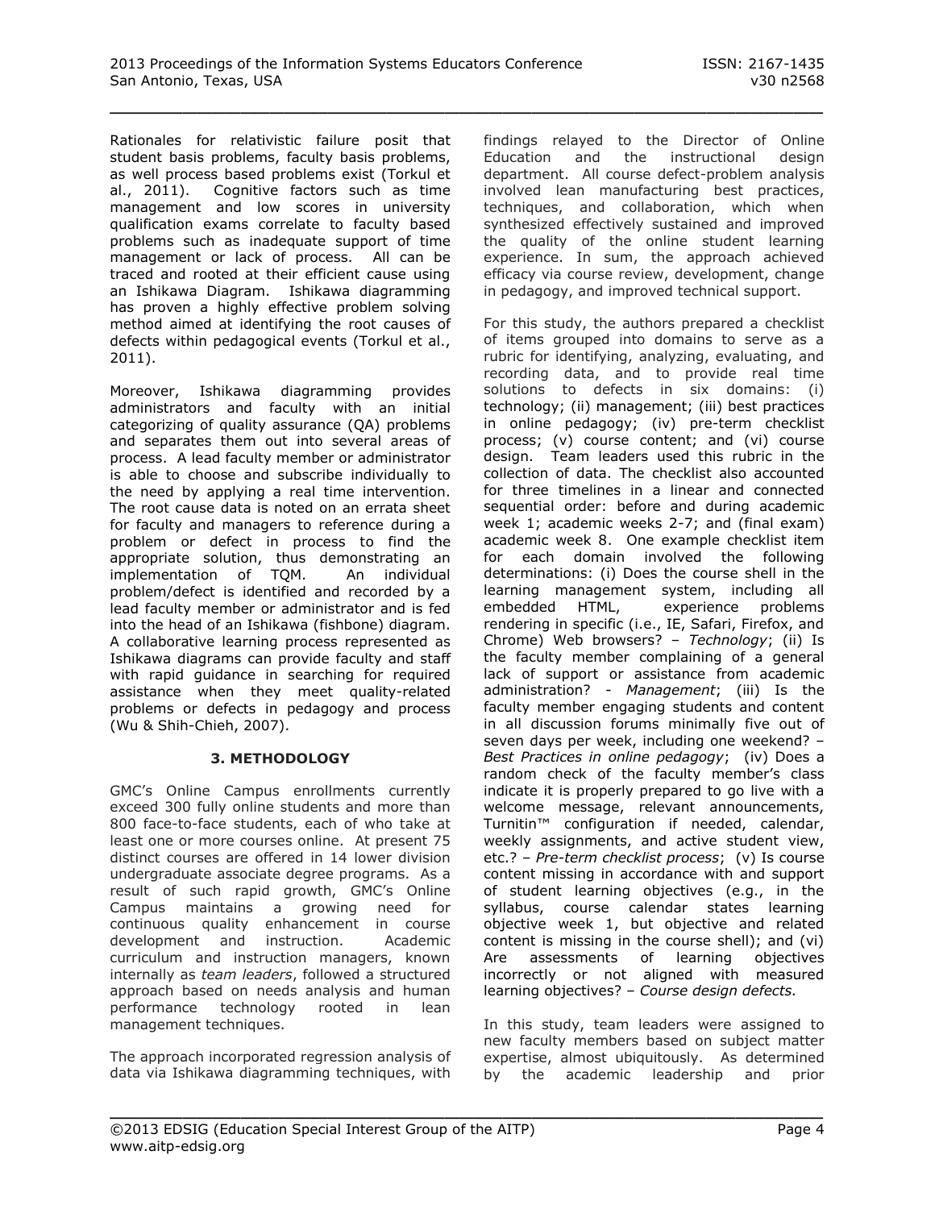Rationales for relativistic failure posit that student basis problems, faculty basis problems, as well process based problems exist (Torkul et al., 2011). Cognitive factors such as time management and low scores in university qualification exams correlate to faculty based problems such as inadequate support of time management or lack of process. All can be traced and rooted at their efficient cause using an Ishikawa Diagram. Ishikawa diagramming has proven a highly effective problem solving method aimed at identifying the root causes of defects within pedagogical events (Torkul et al., 2011).

Moreover, Ishikawa diagramming provides administrators and faculty with an initial categorizing of quality assurance (QA) problems and separates them out into several areas of process. A lead faculty member or administrator is able to choose and subscribe individually to the need by applying a real time intervention. The root cause data is noted on an errata sheet for faculty and managers to reference during a problem or defect in process to find the appropriate solution, thus demonstrating an implementation of TQM. An individual problem/defect is identified and recorded by a lead faculty member or administrator and is fed into the head of an Ishikawa (fishbone) diagram. A collaborative learning process represented as Ishikawa diagrams can provide faculty and staff with rapid guidance in searching for required assistance when they meet quality-related problems or defects in pedagogy and process (Wu & Shih-Chieh, 2007).

## 3. METHODOLOGY

GMC's Online Campus enrollments currently exceed 300 fully online students and more than 800 face-to-face students, each of who take at least one or more courses online. At present 75 distinct courses are offered in 14 lower division undergraduate associate degree programs. As a result of such rapid growth, GMC's Online Campus maintains a growing need for continuous quality enhancement in course development and instruction. Academic curriculum and instruction managers, known internally as *team leaders*, followed a structured approach based on needs analysis and human performance technology rooted in lean management techniques.

The approach incorporated regression analysis of data via Ishikawa diagramming techniques, with findings relayed to the Director of Online Education and the instructional design department. All course defect-problem analysis involved lean manufacturing best practices, techniques, and collaboration, which when synthesized effectively sustained and improved the quality of the online student learning experience. In sum, the approach achieved efficacy via course review, development, change in pedagogy, and improved technical support.

For this study, the authors prepared a checklist of items grouped into domains to serve as a rubric for identifying, analyzing, evaluating, and recording data, and to provide real time solutions to defects in six domains: (i) technology; (ii) management; (iii) best practices in online pedagogy; (iv) pre-term checklist process; (v) course content; and (vi) course design. Team leaders used this rubric in the collection of data. The checklist also accounted for three timelines in a linear and connected sequential order: before and during academic week 1; academic weeks 2-7; and (final exam) academic week 8. One example checklist item for each domain involved the following determinations: (i) Does the course shell in the learning management system, including all embedded HTML, experience problems rendering in specific (i.e., IE, Safari, Firefox, and Chrome) Web browsers? – *Technology*; (ii) Is the faculty member complaining of a general lack of support or assistance from academic administration? - *Management*; (iii) Is the faculty member engaging students and content in all discussion forums minimally five out of seven days per week, including one weekend? – *Best Practices in online pedagogy*; (iv) Does a random check of the faculty member's class indicate it is properly prepared to go live with a welcome message, relevant announcements, Turnitin™ configuration if needed, calendar, weekly assignments, and active student view, etc.? – *Pre-term checklist process*; (v) Is course content missing in accordance with and support of student learning objectives (e.g., in the syllabus, course calendar states learning objective week 1, but objective and related content is missing in the course shell); and (vi) Are assessments of learning objectives incorrectly or not aligned with measured learning objectives? – *Course design defects.*

In this study, team leaders were assigned to new faculty members based on subject matter expertise, almost ubiquitously. As determined by the academic leadership and prior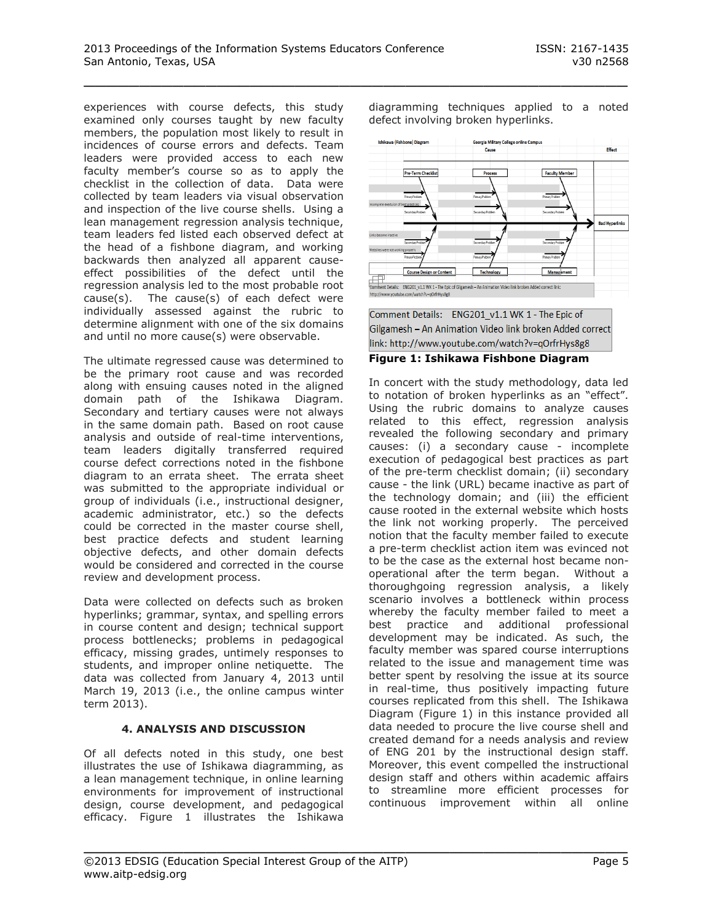experiences with course defects, this study examined only courses taught by new faculty members, the population most likely to result in incidences of course errors and defects. Team leaders were provided access to each new faculty member's course so as to apply the checklist in the collection of data. Data were collected by team leaders via visual observation and inspection of the live course shells. Using a lean management regression analysis technique, team leaders fed listed each observed defect at the head of a fishbone diagram, and working backwards then analyzed all apparent cause-effect possibilities of the defect until the regression analysis led to the most probable root cause(s). The cause(s) of each defect were individually assessed against the rubric to determine alignment with one of the six domains and until no more cause(s) were observable.

The ultimate regressed cause was determined to be the primary root cause and was recorded along with ensuing causes noted in the aligned domain path of the Ishikawa Diagram. Secondary and tertiary causes were not always in the same domain path. Based on root cause analysis and outside of real-time interventions, team leaders digitally transferred required course defect corrections noted in the fishbone diagram to an errata sheet. The errata sheet was submitted to the appropriate individual or group of individuals (i.e., instructional designer, academic administrator, etc.) so the defects could be corrected in the master course shell, best practice defects and student learning objective defects, and other domain defects would be considered and corrected in the course review and development process.

Data were collected on defects such as broken hyperlinks; grammar, syntax, and spelling errors in course content and design; technical support process bottlenecks; problems in pedagogical efficacy, missing grades, untimely responses to students, and improper online netiquette. The data was collected from January 4, 2013 until March 19, 2013 (i.e., the online campus winter term 2013).

## 4. ANALYSIS AND DISCUSSION

Of all defects noted in this study, one best illustrates the use of Ishikawa diagramming, as a lean management technique, in online learning environments for improvement of instructional design, course development, and pedagogical efficacy. Figure 1 illustrates the Ishikawa diagramming techniques applied to a noted defect involving broken hyperlinks.

Comment Details: ENG201_v1.1 WK 1 - The Epic of Gilgamesh – An Animation Video link broken Added correct link: http://www.youtube.com/watch?v=qOrfrHys8g8

**Figure 1: Ishikawa Fishbone Diagram**

In concert with the study methodology, data led to notation of broken hyperlinks as an "effect". Using the rubric domains to analyze causes related to this effect, regression analysis revealed the following secondary and primary causes: (i) a secondary cause - incomplete execution of pedagogical best practices as part of the pre-term checklist domain; (ii) secondary cause - the link (URL) became inactive as part of the technology domain; and (iii) the efficient cause rooted in the external website which hosts the link not working properly. The perceived notion that the faculty member failed to execute a pre-term checklist action item was evinced not to be the case as the external host became non-operational after the term began. Without a thoroughgoing regression analysis, a likely scenario involves a bottleneck within process whereby the faculty member failed to meet a best practice and additional professional development may be indicated. As such, the faculty member was spared course interruptions related to the issue and management time was better spent by resolving the issue at its source in real-time, thus positively impacting future courses replicated from this shell. The Ishikawa Diagram (Figure 1) in this instance provided all data needed to procure the live course shell and created demand for a needs analysis and review of ENG 201 by the instructional design staff. Moreover, this event compelled the instructional design staff and others within academic affairs to streamline more efficient processes for continuous improvement within all online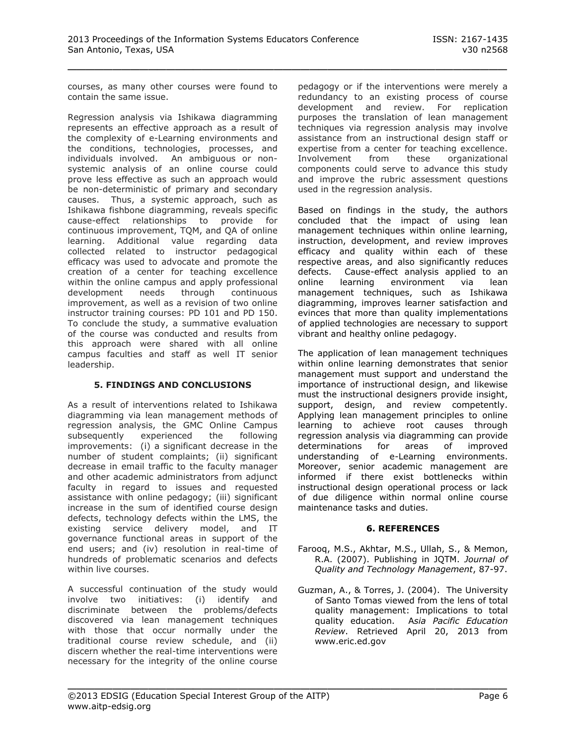courses, as many other courses were found to contain the same issue.

Regression analysis via Ishikawa diagramming represents an effective approach as a result of the complexity of e-Learning environments and the conditions, technologies, processes, and individuals involved. An ambiguous or non-systemic analysis of an online course could prove less effective as such an approach would be non-deterministic of primary and secondary causes. Thus, a systemic approach, such as Ishikawa fishbone diagramming, reveals specific cause-effect relationships to provide for continuous improvement, TQM, and QA of online learning. Additional value regarding data collected related to instructor pedagogical efficacy was used to advocate and promote the creation of a center for teaching excellence within the online campus and apply professional development needs through continuous improvement, as well as a revision of two online instructor training courses: PD 101 and PD 150. To conclude the study, a summative evaluation of the course was conducted and results from this approach were shared with all online campus faculties and staff as well IT senior leadership.

## 5. FINDINGS AND CONCLUSIONS

As a result of interventions related to Ishikawa diagramming via lean management methods of regression analysis, the GMC Online Campus subsequently experienced the following improvements: (i) a significant decrease in the number of student complaints; (ii) significant decrease in email traffic to the faculty manager and other academic administrators from adjunct faculty in regard to issues and requested assistance with online pedagogy; (iii) significant increase in the sum of identified course design defects, technology defects within the LMS, the existing service delivery model, and IT governance functional areas in support of the end users; and (iv) resolution in real-time of hundreds of problematic scenarios and defects within live courses.

A successful continuation of the study would involve two initiatives: (i) identify and discriminate between the problems/defects discovered via lean management techniques with those that occur normally under the traditional course review schedule, and (ii) discern whether the real-time interventions were necessary for the integrity of the online course pedagogy or if the interventions were merely a redundancy to an existing process of course development and review. For replication purposes the translation of lean management techniques via regression analysis may involve assistance from an instructional design staff or expertise from a center for teaching excellence. Involvement from these organizational components could serve to advance this study and improve the rubric assessment questions used in the regression analysis.

Based on findings in the study, the authors concluded that the impact of using lean management techniques within online learning, instruction, development, and review improves efficacy and quality within each of these respective areas, and also significantly reduces defects. Cause-effect analysis applied to an online learning environment via lean management techniques, such as Ishikawa diagramming, improves learner satisfaction and evinces that more than quality implementations of applied technologies are necessary to support vibrant and healthy online pedagogy.

The application of lean management techniques within online learning demonstrates that senior management must support and understand the importance of instructional design, and likewise must the instructional designers provide insight, support, design, and review competently. Applying lean management principles to online learning to achieve root causes through regression analysis via diagramming can provide determinations for areas of improved understanding of e-Learning environments. Moreover, senior academic management are informed if there exist bottlenecks within instructional design operational process or lack of due diligence within normal online course maintenance tasks and duties.

## 6. REFERENCES

Farooq, M.S., Akhtar, M.S., Ullah, S., & Memon, R.A. (2007). Publishing in JQTM. *Journal of Quality and Technology Management*, 87-97.

Guzman, A., & Torres, J. (2004). The University of Santo Tomas viewed from the lens of total quality management: Implications to total quality education. *Asia Pacific Education Review*. Retrieved April 20, 2013 from www.eric.ed.gov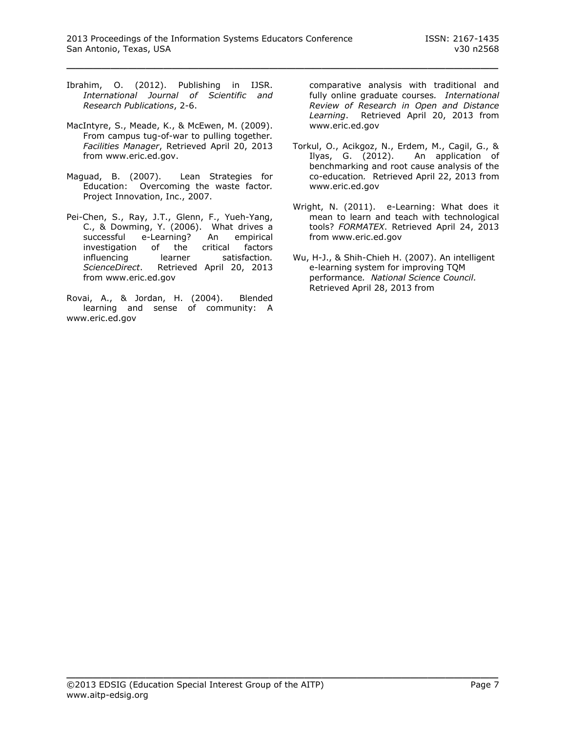Ibrahim, O. (2012). Publishing in IJSR. *International Journal of Scientific and Research Publications*, 2-6.

MacIntyre, S., Meade, K., & McEwen, M. (2009). From campus tug-of-war to pulling together. *Facilities Manager*, Retrieved April 20, 2013 from www.eric.ed.gov.

Maguad, B. (2007). Lean Strategies for Education: Overcoming the waste factor. Project Innovation, Inc., 2007.

Pei-Chen, S., Ray, J.T., Glenn, F., Yueh-Yang, C., & Dowming, Y. (2006). What drives a successful e-Learning? An empirical investigation of the critical factors influencing learner satisfaction. *ScienceDirect*. Retrieved April 20, 2013 from www.eric.ed.gov

Rovai, A., & Jordan, H. (2004). Blended learning and sense of community: A comparative analysis with traditional and fully online graduate courses. *International Review of Research in Open and Distance Learning*. Retrieved April 20, 2013 from www.eric.ed.gov

Torkul, O., Acikgoz, N., Erdem, M., Cagil, G., & Ilyas, G. (2012). An application of benchmarking and root cause analysis of the co-education. Retrieved April 22, 2013 from www.eric.ed.gov

Wright, N. (2011). e-Learning: What does it mean to learn and teach with technological tools? *FORMATEX*. Retrieved April 24, 2013 from www.eric.ed.gov

Wu, H-J., & Shih-Chieh H. (2007). An intelligent e-learning system for improving TQM performance. *National Science Council.* Retrieved April 28, 2013 from www.eric.ed.gov